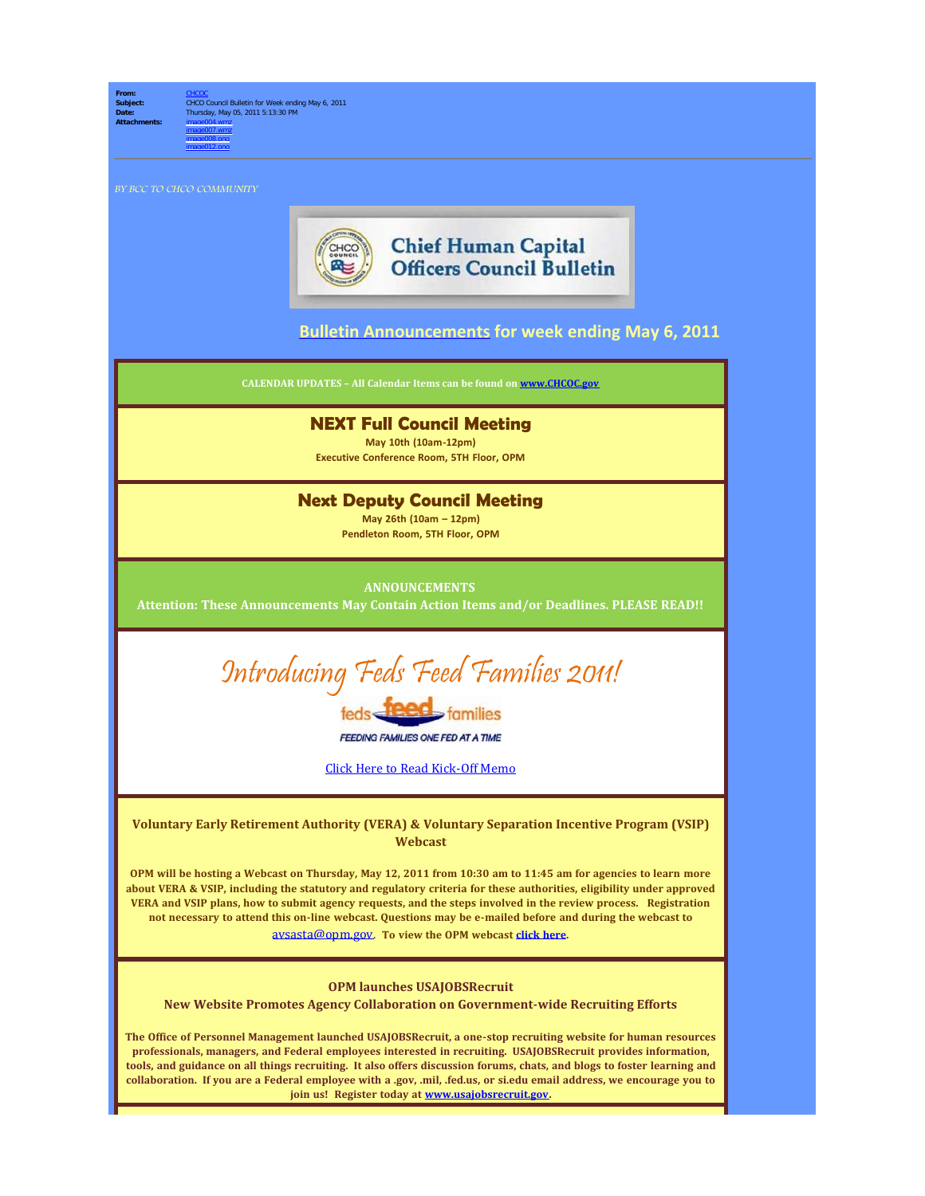**From:** CHCOC
**Subject:** CHCO Council Bulletin for Week ending May 6, 2011
**Date:** Thursday, May 05, 2011 5:13:30 PM
**Attachments:** image004.wmz
image007.wmz
image008.png
image012.png

*BY BCC TO CHCO COMMUNITY*

**Chief Human Capital Officers Council Bulletin**

## Bulletin Announcements for week ending May 6, 2011

**CALENDAR UPDATES – All Calendar Items can be found on www.CHCOC.gov**

### NEXT Full Council Meeting

**May 10th (10am-12pm)**
**Executive Conference Room, 5TH Floor, OPM**

### Next Deputy Council Meeting

**May 26th (10am – 12pm)**
**Pendleton Room, 5TH Floor, OPM**

**ANNOUNCEMENTS**
**Attention: These Announcements May Contain Action Items and/or Deadlines. PLEASE READ!!**

## Introducing Feds Feed Families 2011!

feds feed families
FEEDING FAMILIES ONE FED AT A TIME

Click Here to Read Kick-Off Memo

### Voluntary Early Retirement Authority (VERA) & Voluntary Separation Incentive Program (VSIP) Webcast

**OPM will be hosting a Webcast on Thursday, May 12, 2011 from 10:30 am to 11:45 am for agencies to learn more about VERA & VSIP, including the statutory and regulatory criteria for these authorities, eligibility under approved VERA and VSIP plans, how to submit agency requests, and the steps involved in the review process. Registration not necessary to attend this on-line webcast. Questions may be e-mailed before and during the webcast to** avsasta@opm.gov. **To view the OPM webcast click here.**

### OPM launches USAJOBSRecruit
### New Website Promotes Agency Collaboration on Government-wide Recruiting Efforts

**The Office of Personnel Management launched USAJOBSRecruit, a one-stop recruiting website for human resources professionals, managers, and Federal employees interested in recruiting. USAJOBSRecruit provides information, tools, and guidance on all things recruiting. It also offers discussion forums, chats, and blogs to foster learning and collaboration. If you are a Federal employee with a .gov, .mil, .fed.us, or si.edu email address, we encourage you to join us! Register today at www.usajobsrecruit.gov.**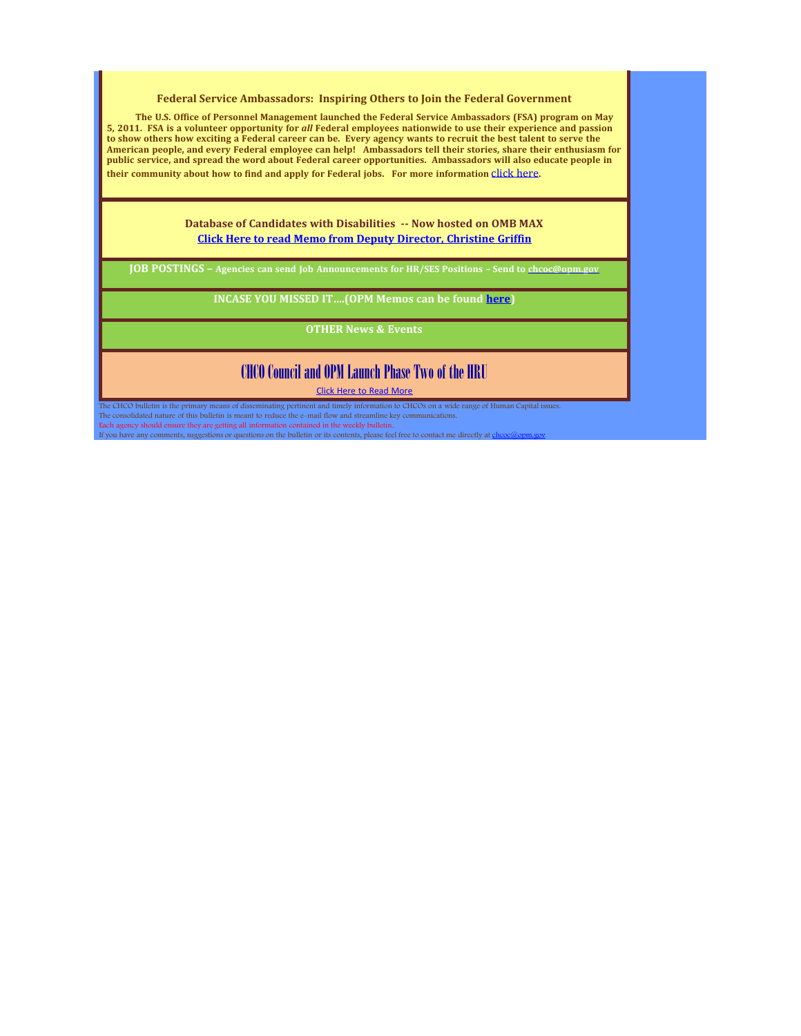### Federal Service Ambassadors: Inspiring Others to Join the Federal Government

**The U.S. Office of Personnel Management launched the Federal Service Ambassadors (FSA) program on May 5, 2011. FSA is a volunteer opportunity for *all* Federal employees nationwide to use their experience and passion to show others how exciting a Federal career can be. Every agency wants to recruit the best talent to serve the American people, and every Federal employee can help! Ambassadors tell their stories, share their enthusiasm for public service, and spread the word about Federal career opportunities. Ambassadors will also educate people in their community about how to find and apply for Federal jobs. For more information** click here.

### Database of Candidates with Disabilities -- Now hosted on OMB MAX

**Click Here to read Memo from Deputy Director, Christine Griffin**

**JOB POSTINGS – Agencies can send Job Announcements for HR/SES Positions – Send to chcoc@opm.gov**

**INCASE YOU MISSED IT….(OPM Memos can be found here)**

**OTHER News & Events**

## CHCO Council and OPM Launch Phase Two of the HRU

Click Here to Read More

The CHCO bulletin is the primary means of disseminating pertinent and timely information to CHCOs on a wide range of Human Capital issues.
The consolidated nature of this bulletin is meant to reduce the e-mail flow and streamline key communications.
Each agency should ensure they are getting all information contained in the weekly bulletin.
If you have any comments, suggestions or questions on the bulletin or its contents, please feel free to contact me directly at chcoc@opm.gov